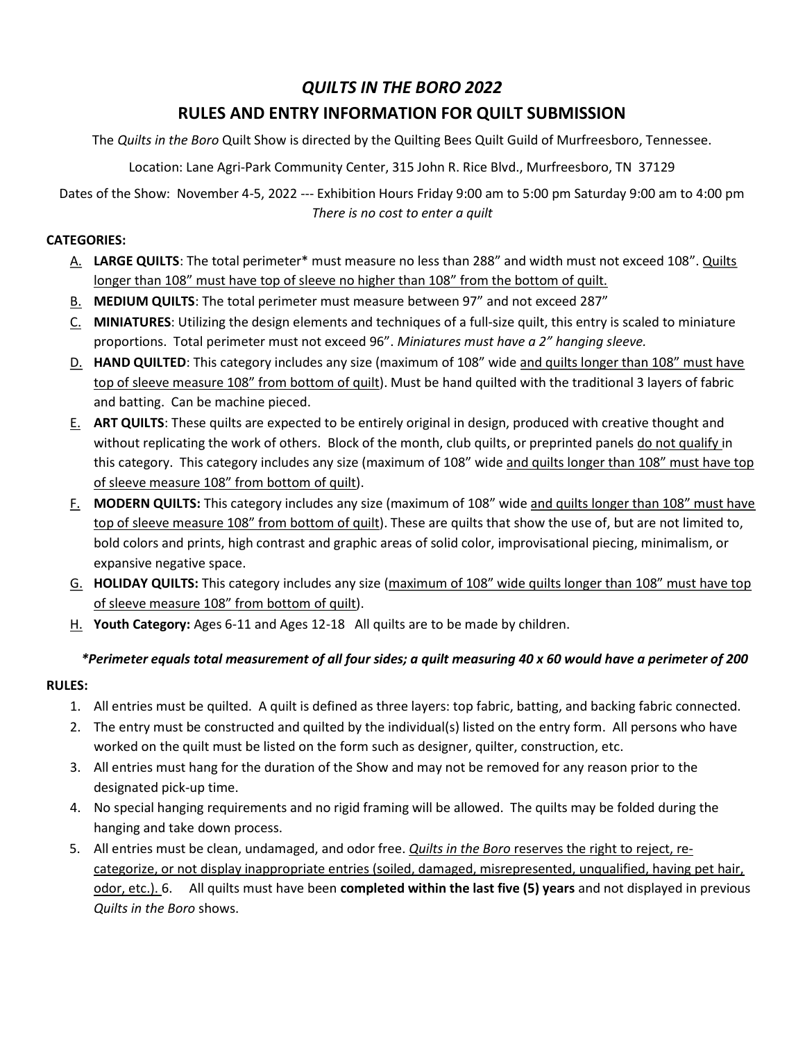# *QUILTS IN THE BORO 2022*

## RULES AND ENTRY INFORMATION FOR QUILT SUBMISSION

The *Quilts in the Boro* Quilt Show is directed by the Quilting Bees Quilt Guild of Murfreesboro, Tennessee.

Location: Lane Agri-Park Community Center, 315 John R. Rice Blvd., Murfreesboro, TN 37129

Dates of the Show: November 4-5, 2022 --- Exhibition Hours Friday 9:00 am to 5:00 pm Saturday 9:00 am to 4:00 pm

*There is no cost to enter a quilt*

**CATEGORIES:**

A. **LARGE QUILTS**: The total perimeter* must measure no less than 288" and width must not exceed 108". <u>Quilts longer than 108" must have top of sleeve no higher than 108" from the bottom of quilt.</u>
B. **MEDIUM QUILTS**: The total perimeter must measure between 97" and not exceed 287"
C. **MINIATURES**: Utilizing the design elements and techniques of a full-size quilt, this entry is scaled to miniature proportions. Total perimeter must not exceed 96". *Miniatures must have a 2" hanging sleeve.*
D. **HAND QUILTED**: This category includes any size (maximum of 108" wide <u>and quilts longer than 108" must have top of sleeve measure 108" from bottom of quilt</u>). Must be hand quilted with the traditional 3 layers of fabric and batting. Can be machine pieced.
E. **ART QUILTS**: These quilts are expected to be entirely original in design, produced with creative thought and without replicating the work of others. Block of the month, club quilts, or preprinted panels <u>do not qualify</u> in this category. This category includes any size (maximum of 108" wide <u>and quilts longer than 108" must have top of sleeve measure 108" from bottom of quilt</u>).
F. **MODERN QUILTS:** This category includes any size (maximum of 108" wide <u>and quilts longer than 108" must have top of sleeve measure 108" from bottom of quilt</u>). These are quilts that show the use of, but are not limited to, bold colors and prints, high contrast and graphic areas of solid color, improvisational piecing, minimalism, or expansive negative space.
G. **HOLIDAY QUILTS:** This category includes any size (<u>maximum of 108" wide quilts longer than 108" must have top of sleeve measure 108" from bottom of quilt</u>).
H. **Youth Category:** Ages 6-11 and Ages 12-18 All quilts are to be made by children.

***Perimeter equals total measurement of all four sides; a quilt measuring 40 x 60 would have a perimeter of 200***

**RULES:**

1. All entries must be quilted. A quilt is defined as three layers: top fabric, batting, and backing fabric connected.
2. The entry must be constructed and quilted by the individual(s) listed on the entry form. All persons who have worked on the quilt must be listed on the form such as designer, quilter, construction, etc.
3. All entries must hang for the duration of the Show and may not be removed for any reason prior to the designated pick-up time.
4. No special hanging requirements and no rigid framing will be allowed. The quilts may be folded during the hanging and take down process.
5. All entries must be clean, undamaged, and odor free. <u>*Quilts in the Boro* reserves the right to reject, re-categorize, or not display inappropriate entries (soiled, damaged, misrepresented, unqualified, having pet hair, odor, etc.).</u> 6. All quilts must have been **completed within the last five (5) years** and not displayed in previous *Quilts in the Boro* shows.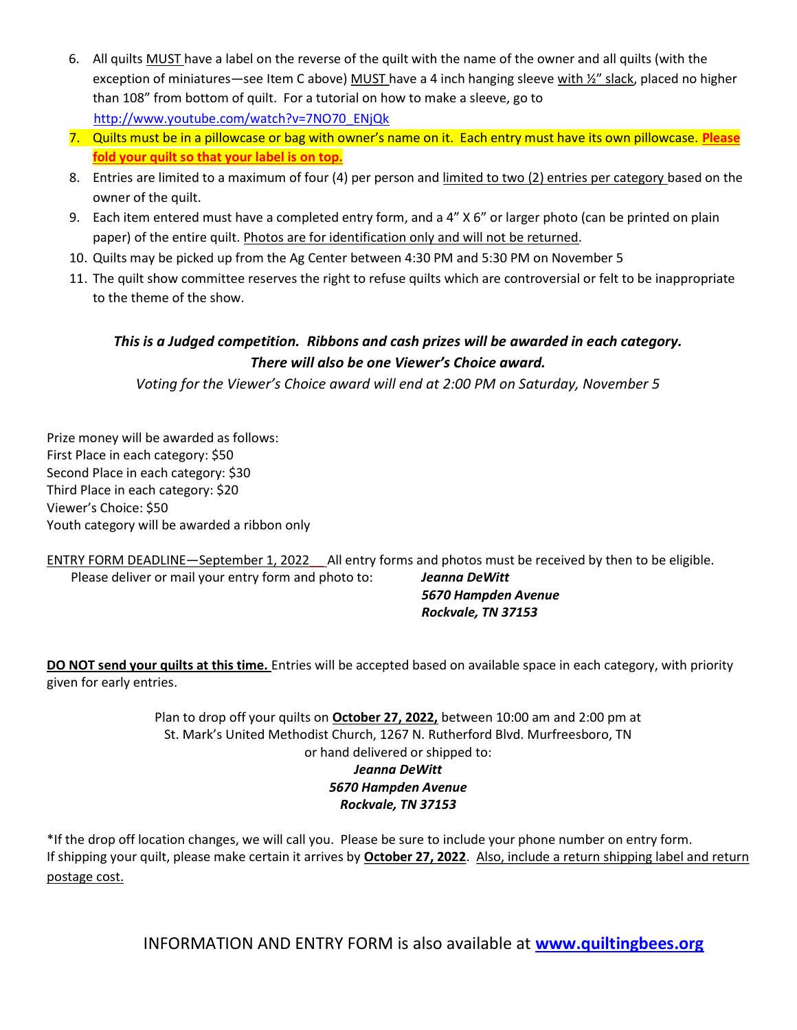6. All quilts MUST have a label on the reverse of the quilt with the name of the owner and all quilts (with the exception of miniatures—see Item C above) MUST have a 4 inch hanging sleeve with ½" slack, placed no higher than 108" from bottom of quilt. For a tutorial on how to make a sleeve, go to http://www.youtube.com/watch?v=7NO70_ENjQk
7. Quilts must be in a pillowcase or bag with owner's name on it. Each entry must have its own pillowcase. **Please fold your quilt so that your label is on top.**
8. Entries are limited to a maximum of four (4) per person and limited to two (2) entries per category based on the owner of the quilt.
9. Each item entered must have a completed entry form, and a 4" X 6" or larger photo (can be printed on plain paper) of the entire quilt. Photos are for identification only and will not be returned.
10. Quilts may be picked up from the Ag Center between 4:30 PM and 5:30 PM on November 5
11. The quilt show committee reserves the right to refuse quilts which are controversial or felt to be inappropriate to the theme of the show.

***This is a Judged competition. Ribbons and cash prizes will be awarded in each category.***
***There will also be one Viewer's Choice award.***

*Voting for the Viewer's Choice award will end at 2:00 PM on Saturday, November 5*

Prize money will be awarded as follows:
First Place in each category: $50
Second Place in each category: $30
Third Place in each category: $20
Viewer's Choice: $50
Youth category will be awarded a ribbon only

ENTRY FORM DEADLINE—September 1, 2022 All entry forms and photos must be received by then to be eligible.

Please deliver or mail your entry form and photo to: ***Jeanna DeWitt***
***5670 Hampden Avenue***
***Rockvale, TN 37153***

**DO NOT send your quilts at this time.** Entries will be accepted based on available space in each category, with priority given for early entries.

Plan to drop off your quilts on **October 27, 2022,** between 10:00 am and 2:00 pm at St. Mark's United Methodist Church, 1267 N. Rutherford Blvd. Murfreesboro, TN or hand delivered or shipped to:

***Jeanna DeWitt***
***5670 Hampden Avenue***
***Rockvale, TN 37153***

*If the drop off location changes, we will call you. Please be sure to include your phone number on entry form.
If shipping your quilt, please make certain it arrives by **October 27, 2022**. Also, include a return shipping label and return postage cost.

INFORMATION AND ENTRY FORM is also available at **www.quiltingbees.org**